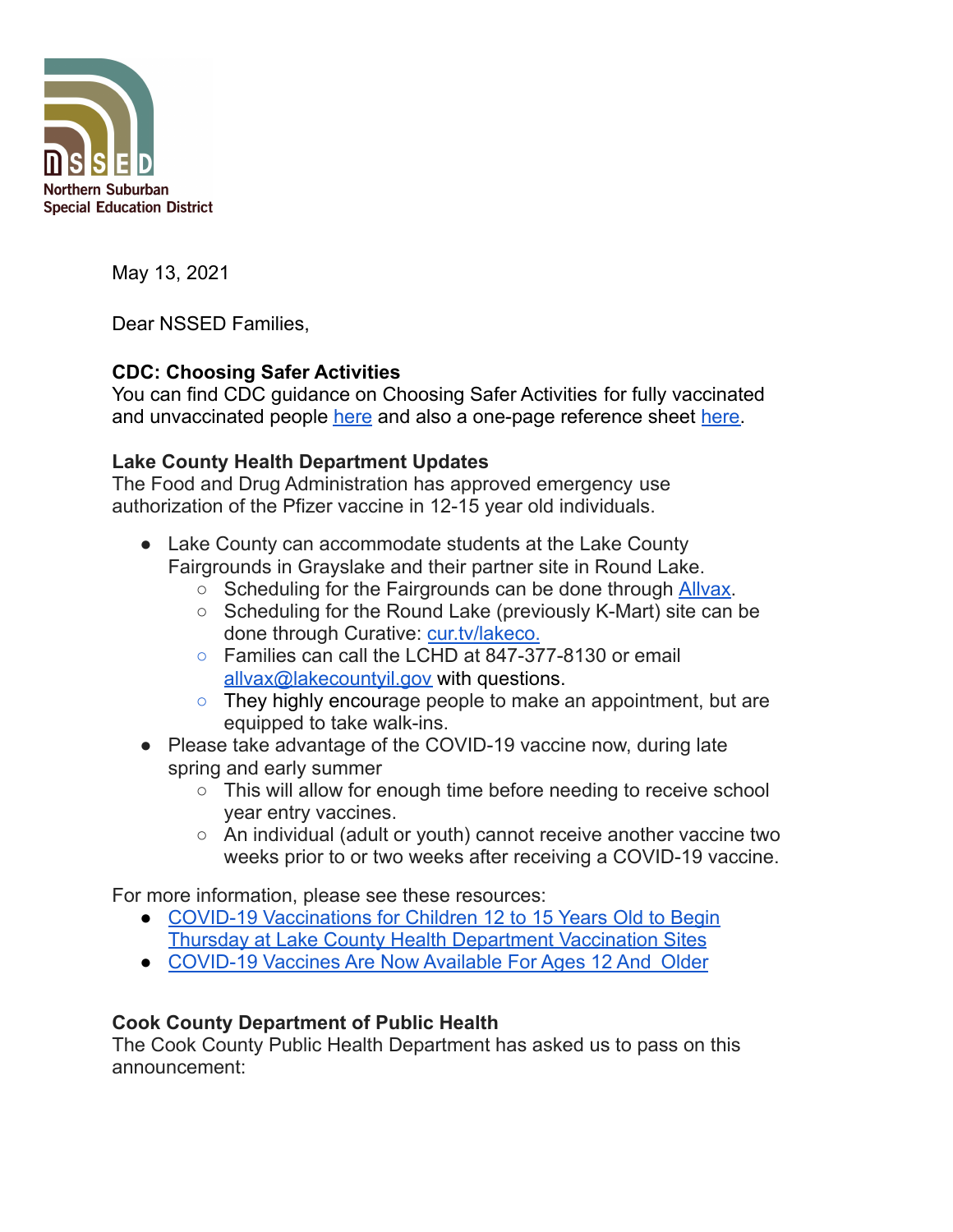Northern Suburban
Special Education District

May 13, 2021

Dear NSSED Families,

**CDC: Choosing Safer Activities**
You can find CDC guidance on Choosing Safer Activities for fully vaccinated and unvaccinated people here and also a one-page reference sheet here.

**Lake County Health Department Updates**
The Food and Drug Administration has approved emergency use authorization of the Pfizer vaccine in 12-15 year old individuals.

- Lake County can accommodate students at the Lake County Fairgrounds in Grayslake and their partner site in Round Lake.
  - Scheduling for the Fairgrounds can be done through Allvax.
  - Scheduling for the Round Lake (previously K-Mart) site can be done through Curative: cur.tv/lakeco.
  - Families can call the LCHD at 847-377-8130 or email allvax@lakecountyil.gov with questions.
  - They highly encourage people to make an appointment, but are equipped to take walk-ins.
- Please take advantage of the COVID-19 vaccine now, during late spring and early summer
  - This will allow for enough time before needing to receive school year entry vaccines.
  - An individual (adult or youth) cannot receive another vaccine two weeks prior to or two weeks after receiving a COVID-19 vaccine.

For more information, please see these resources:
- COVID-19 Vaccinations for Children 12 to 15 Years Old to Begin Thursday at Lake County Health Department Vaccination Sites
- COVID-19 Vaccines Are Now Available For Ages 12 And Older

**Cook County Department of Public Health**
The Cook County Public Health Department has asked us to pass on this announcement: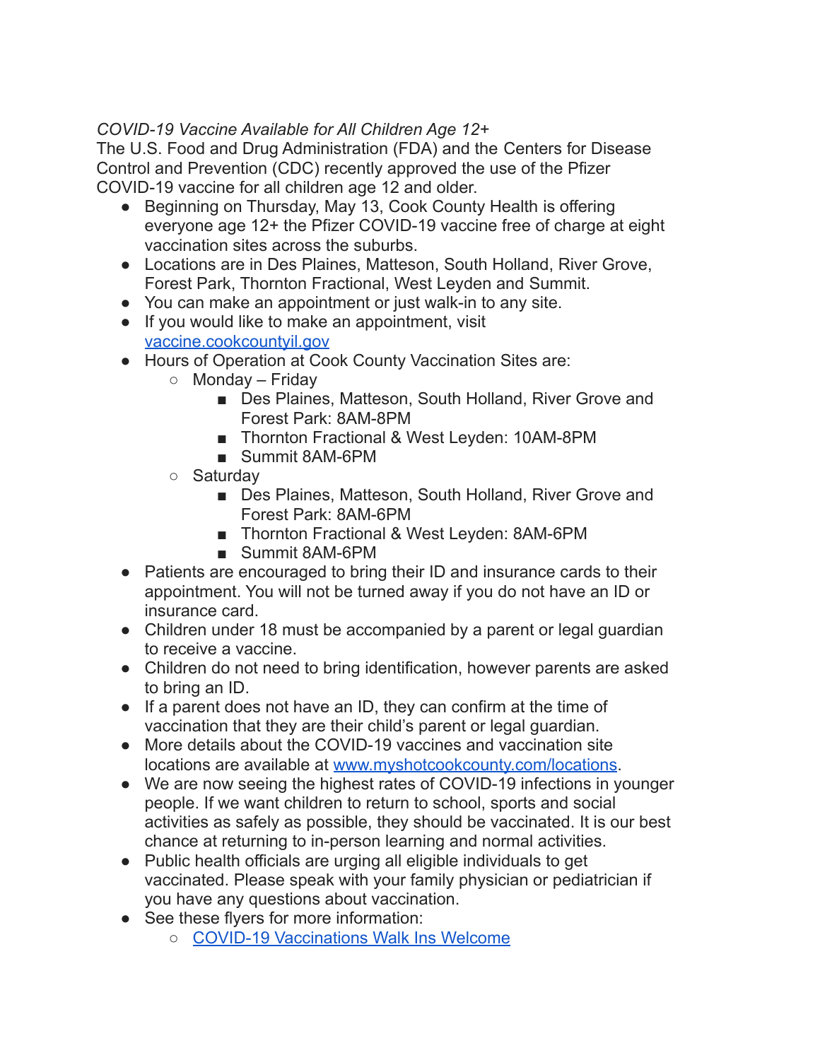*COVID-19 Vaccine Available for All Children Age 12+*

The U.S. Food and Drug Administration (FDA) and the Centers for Disease Control and Prevention (CDC) recently approved the use of the Pfizer COVID-19 vaccine for all children age 12 and older.

- Beginning on Thursday, May 13, Cook County Health is offering everyone age 12+ the Pfizer COVID-19 vaccine free of charge at eight vaccination sites across the suburbs.
- Locations are in Des Plaines, Matteson, South Holland, River Grove, Forest Park, Thornton Fractional, West Leyden and Summit.
- You can make an appointment or just walk-in to any site.
- If you would like to make an appointment, visit [vaccine.cookcountyil.gov](vaccine.cookcountyil.gov)
- Hours of Operation at Cook County Vaccination Sites are:
    - Monday – Friday
        - Des Plaines, Matteson, South Holland, River Grove and Forest Park: 8AM-8PM
        - Thornton Fractional & West Leyden: 10AM-8PM
        - Summit 8AM-6PM
    - Saturday
        - Des Plaines, Matteson, South Holland, River Grove and Forest Park: 8AM-6PM
        - Thornton Fractional & West Leyden: 8AM-6PM
        - Summit 8AM-6PM
- Patients are encouraged to bring their ID and insurance cards to their appointment. You will not be turned away if you do not have an ID or insurance card.
- Children under 18 must be accompanied by a parent or legal guardian to receive a vaccine.
- Children do not need to bring identification, however parents are asked to bring an ID.
- If a parent does not have an ID, they can confirm at the time of vaccination that they are their child's parent or legal guardian.
- More details about the COVID-19 vaccines and vaccination site locations are available at [www.myshotcookcounty.com/locations](www.myshotcookcounty.com/locations).
- We are now seeing the highest rates of COVID-19 infections in younger people. If we want children to return to school, sports and social activities as safely as possible, they should be vaccinated. It is our best chance at returning to in-person learning and normal activities.
- Public health officials are urging all eligible individuals to get vaccinated. Please speak with your family physician or pediatrician if you have any questions about vaccination.
- See these flyers for more information:
    - COVID-19 Vaccinations Walk Ins Welcome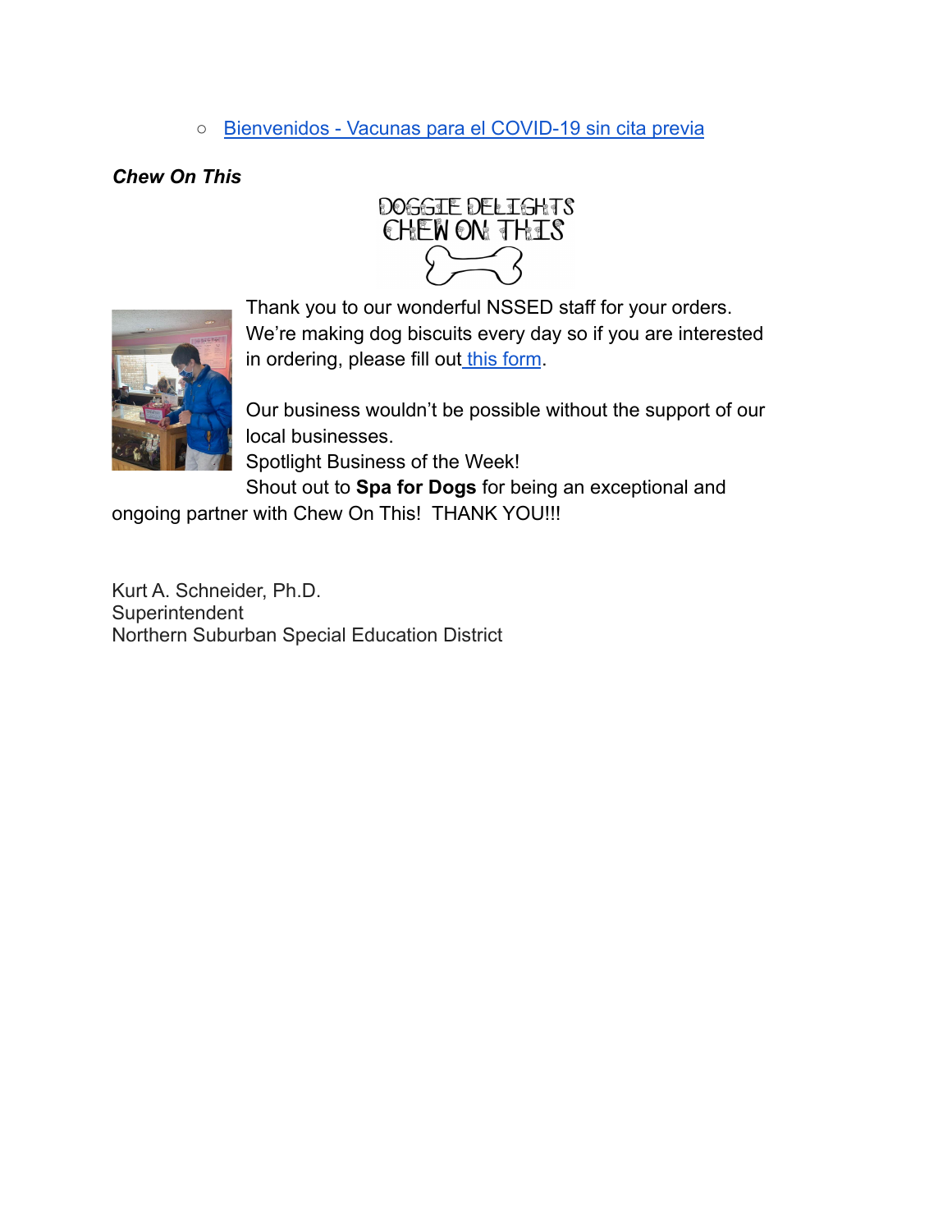- Bienvenidos - Vacunas para el COVID-19 sin cita previa

***Chew On This***

DOGGIE DELIGHTS
CHEW ON THIS

Thank you to our wonderful NSSED staff for your orders. We're making dog biscuits every day so if you are interested in ordering, please fill out this form.

Our business wouldn't be possible without the support of our local businesses.
Spotlight Business of the Week!
Shout out to **Spa for Dogs** for being an exceptional and ongoing partner with Chew On This! THANK YOU!!!

Kurt A. Schneider, Ph.D.
Superintendent
Northern Suburban Special Education District